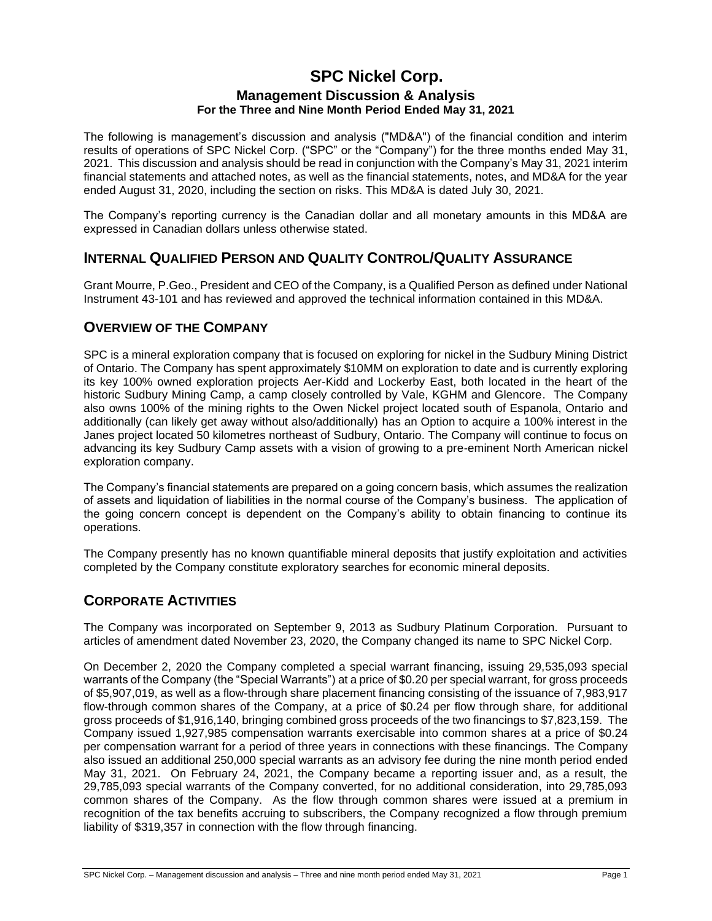# SPC Nickel Corp.

## Management Discussion & Analysis

### For the Three and Nine Month Period Ended May 31, 2021

The following is management's discussion and analysis ("MD&A") of the financial condition and interim results of operations of SPC Nickel Corp. ("SPC" or the "Company") for the three months ended May 31, 2021. This discussion and analysis should be read in conjunction with the Company's May 31, 2021 interim financial statements and attached notes, as well as the financial statements, notes, and MD&A for the year ended August 31, 2020, including the section on risks. This MD&A is dated July 30, 2021.

The Company's reporting currency is the Canadian dollar and all monetary amounts in this MD&A are expressed in Canadian dollars unless otherwise stated.

## INTERNAL QUALIFIED PERSON AND QUALITY CONTROL/QUALITY ASSURANCE

Grant Mourre, P.Geo., President and CEO of the Company, is a Qualified Person as defined under National Instrument 43-101 and has reviewed and approved the technical information contained in this MD&A.

## OVERVIEW OF THE COMPANY

SPC is a mineral exploration company that is focused on exploring for nickel in the Sudbury Mining District of Ontario. The Company has spent approximately $10MM on exploration to date and is currently exploring its key 100% owned exploration projects Aer-Kidd and Lockerby East, both located in the heart of the historic Sudbury Mining Camp, a camp closely controlled by Vale, KGHM and Glencore. The Company also owns 100% of the mining rights to the Owen Nickel project located south of Espanola, Ontario and additionally (can likely get away without also/additionally) has an Option to acquire a 100% interest in the Janes project located 50 kilometres northeast of Sudbury, Ontario. The Company will continue to focus on advancing its key Sudbury Camp assets with a vision of growing to a pre-eminent North American nickel exploration company.

The Company's financial statements are prepared on a going concern basis, which assumes the realization of assets and liquidation of liabilities in the normal course of the Company's business. The application of the going concern concept is dependent on the Company's ability to obtain financing to continue its operations.

The Company presently has no known quantifiable mineral deposits that justify exploitation and activities completed by the Company constitute exploratory searches for economic mineral deposits.

## CORPORATE ACTIVITIES

The Company was incorporated on September 9, 2013 as Sudbury Platinum Corporation. Pursuant to articles of amendment dated November 23, 2020, the Company changed its name to SPC Nickel Corp.

On December 2, 2020 the Company completed a special warrant financing, issuing 29,535,093 special warrants of the Company (the "Special Warrants") at a price of $0.20 per special warrant, for gross proceeds of $5,907,019, as well as a flow-through share placement financing consisting of the issuance of 7,983,917 flow-through common shares of the Company, at a price of $0.24 per flow through share, for additional gross proceeds of $1,916,140, bringing combined gross proceeds of the two financings to $7,823,159. The Company issued 1,927,985 compensation warrants exercisable into common shares at a price of $0.24 per compensation warrant for a period of three years in connections with these financings. The Company also issued an additional 250,000 special warrants as an advisory fee during the nine month period ended May 31, 2021. On February 24, 2021, the Company became a reporting issuer and, as a result, the 29,785,093 special warrants of the Company converted, for no additional consideration, into 29,785,093 common shares of the Company. As the flow through common shares were issued at a premium in recognition of the tax benefits accruing to subscribers, the Company recognized a flow through premium liability of $319,357 in connection with the flow through financing.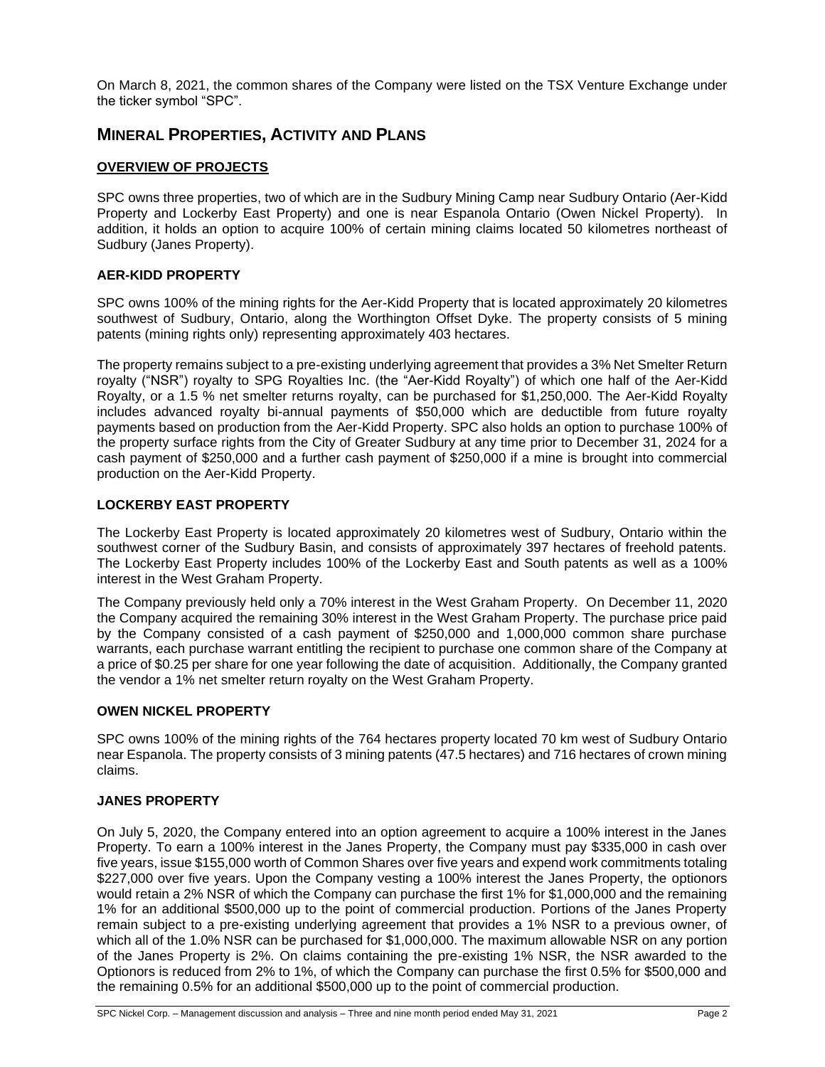On March 8, 2021, the common shares of the Company were listed on the TSX Venture Exchange under the ticker symbol "SPC".

## MINERAL PROPERTIES, ACTIVITY AND PLANS

### OVERVIEW OF PROJECTS

SPC owns three properties, two of which are in the Sudbury Mining Camp near Sudbury Ontario (Aer-Kidd Property and Lockerby East Property) and one is near Espanola Ontario (Owen Nickel Property). In addition, it holds an option to acquire 100% of certain mining claims located 50 kilometres northeast of Sudbury (Janes Property).

### AER-KIDD PROPERTY

SPC owns 100% of the mining rights for the Aer-Kidd Property that is located approximately 20 kilometres southwest of Sudbury, Ontario, along the Worthington Offset Dyke. The property consists of 5 mining patents (mining rights only) representing approximately 403 hectares.

The property remains subject to a pre-existing underlying agreement that provides a 3% Net Smelter Return royalty ("NSR") royalty to SPG Royalties Inc. (the "Aer-Kidd Royalty") of which one half of the Aer-Kidd Royalty, or a 1.5 % net smelter returns royalty, can be purchased for $1,250,000. The Aer-Kidd Royalty includes advanced royalty bi-annual payments of $50,000 which are deductible from future royalty payments based on production from the Aer-Kidd Property. SPC also holds an option to purchase 100% of the property surface rights from the City of Greater Sudbury at any time prior to December 31, 2024 for a cash payment of $250,000 and a further cash payment of $250,000 if a mine is brought into commercial production on the Aer-Kidd Property.

### LOCKERBY EAST PROPERTY

The Lockerby East Property is located approximately 20 kilometres west of Sudbury, Ontario within the southwest corner of the Sudbury Basin, and consists of approximately 397 hectares of freehold patents. The Lockerby East Property includes 100% of the Lockerby East and South patents as well as a 100% interest in the West Graham Property.

The Company previously held only a 70% interest in the West Graham Property. On December 11, 2020 the Company acquired the remaining 30% interest in the West Graham Property. The purchase price paid by the Company consisted of a cash payment of $250,000 and 1,000,000 common share purchase warrants, each purchase warrant entitling the recipient to purchase one common share of the Company at a price of $0.25 per share for one year following the date of acquisition. Additionally, the Company granted the vendor a 1% net smelter return royalty on the West Graham Property.

### OWEN NICKEL PROPERTY

SPC owns 100% of the mining rights of the 764 hectares property located 70 km west of Sudbury Ontario near Espanola. The property consists of 3 mining patents (47.5 hectares) and 716 hectares of crown mining claims.

### JANES PROPERTY

On July 5, 2020, the Company entered into an option agreement to acquire a 100% interest in the Janes Property. To earn a 100% interest in the Janes Property, the Company must pay $335,000 in cash over five years, issue $155,000 worth of Common Shares over five years and expend work commitments totaling $227,000 over five years. Upon the Company vesting a 100% interest the Janes Property, the optionors would retain a 2% NSR of which the Company can purchase the first 1% for $1,000,000 and the remaining 1% for an additional $500,000 up to the point of commercial production. Portions of the Janes Property remain subject to a pre-existing underlying agreement that provides a 1% NSR to a previous owner, of which all of the 1.0% NSR can be purchased for $1,000,000. The maximum allowable NSR on any portion of the Janes Property is 2%. On claims containing the pre-existing 1% NSR, the NSR awarded to the Optionors is reduced from 2% to 1%, of which the Company can purchase the first 0.5% for $500,000 and the remaining 0.5% for an additional $500,000 up to the point of commercial production.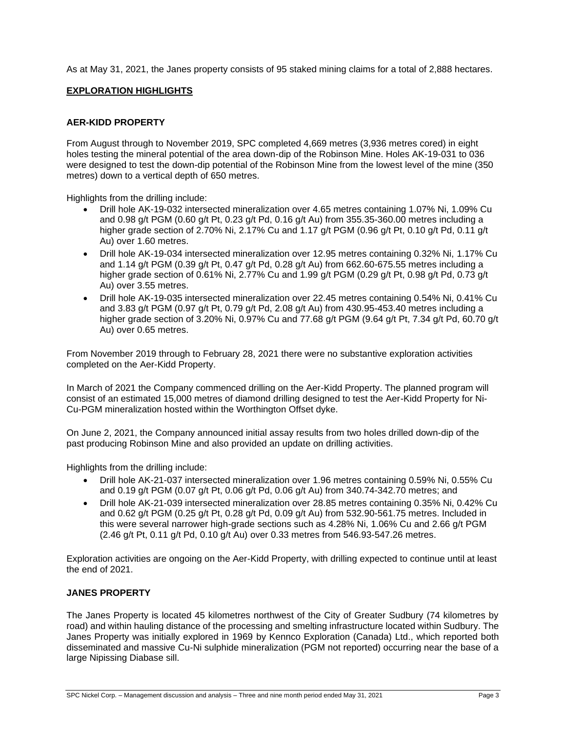As at May 31, 2021, the Janes property consists of 95 staked mining claims for a total of 2,888 hectares.

## EXPLORATION HIGHLIGHTS

### AER-KIDD PROPERTY

From August through to November 2019, SPC completed 4,669 metres (3,936 metres cored) in eight holes testing the mineral potential of the area down-dip of the Robinson Mine. Holes AK-19-031 to 036 were designed to test the down-dip potential of the Robinson Mine from the lowest level of the mine (350 metres) down to a vertical depth of 650 metres.

Highlights from the drilling include:

- Drill hole AK-19-032 intersected mineralization over 4.65 metres containing 1.07% Ni, 1.09% Cu and 0.98 g/t PGM (0.60 g/t Pt, 0.23 g/t Pd, 0.16 g/t Au) from 355.35-360.00 metres including a higher grade section of 2.70% Ni, 2.17% Cu and 1.17 g/t PGM (0.96 g/t Pt, 0.10 g/t Pd, 0.11 g/t Au) over 1.60 metres.
- Drill hole AK-19-034 intersected mineralization over 12.95 metres containing 0.32% Ni, 1.17% Cu and 1.14 g/t PGM (0.39 g/t Pt, 0.47 g/t Pd, 0.28 g/t Au) from 662.60-675.55 metres including a higher grade section of 0.61% Ni, 2.77% Cu and 1.99 g/t PGM (0.29 g/t Pt, 0.98 g/t Pd, 0.73 g/t Au) over 3.55 metres.
- Drill hole AK-19-035 intersected mineralization over 22.45 metres containing 0.54% Ni, 0.41% Cu and 3.83 g/t PGM (0.97 g/t Pt, 0.79 g/t Pd, 2.08 g/t Au) from 430.95-453.40 metres including a higher grade section of 3.20% Ni, 0.97% Cu and 77.68 g/t PGM (9.64 g/t Pt, 7.34 g/t Pd, 60.70 g/t Au) over 0.65 metres.

From November 2019 through to February 28, 2021 there were no substantive exploration activities completed on the Aer-Kidd Property.

In March of 2021 the Company commenced drilling on the Aer-Kidd Property. The planned program will consist of an estimated 15,000 metres of diamond drilling designed to test the Aer-Kidd Property for Ni-Cu-PGM mineralization hosted within the Worthington Offset dyke.

On June 2, 2021, the Company announced initial assay results from two holes drilled down-dip of the past producing Robinson Mine and also provided an update on drilling activities.

Highlights from the drilling include:

- Drill hole AK-21-037 intersected mineralization over 1.96 metres containing 0.59% Ni, 0.55% Cu and 0.19 g/t PGM (0.07 g/t Pt, 0.06 g/t Pd, 0.06 g/t Au) from 340.74-342.70 metres; and
- Drill hole AK-21-039 intersected mineralization over 28.85 metres containing 0.35% Ni, 0.42% Cu and 0.62 g/t PGM (0.25 g/t Pt, 0.28 g/t Pd, 0.09 g/t Au) from 532.90-561.75 metres. Included in this were several narrower high-grade sections such as 4.28% Ni, 1.06% Cu and 2.66 g/t PGM (2.46 g/t Pt, 0.11 g/t Pd, 0.10 g/t Au) over 0.33 metres from 546.93-547.26 metres.

Exploration activities are ongoing on the Aer-Kidd Property, with drilling expected to continue until at least the end of 2021.

### JANES PROPERTY

The Janes Property is located 45 kilometres northwest of the City of Greater Sudbury (74 kilometres by road) and within hauling distance of the processing and smelting infrastructure located within Sudbury. The Janes Property was initially explored in 1969 by Kennco Exploration (Canada) Ltd., which reported both disseminated and massive Cu-Ni sulphide mineralization (PGM not reported) occurring near the base of a large Nipissing Diabase sill.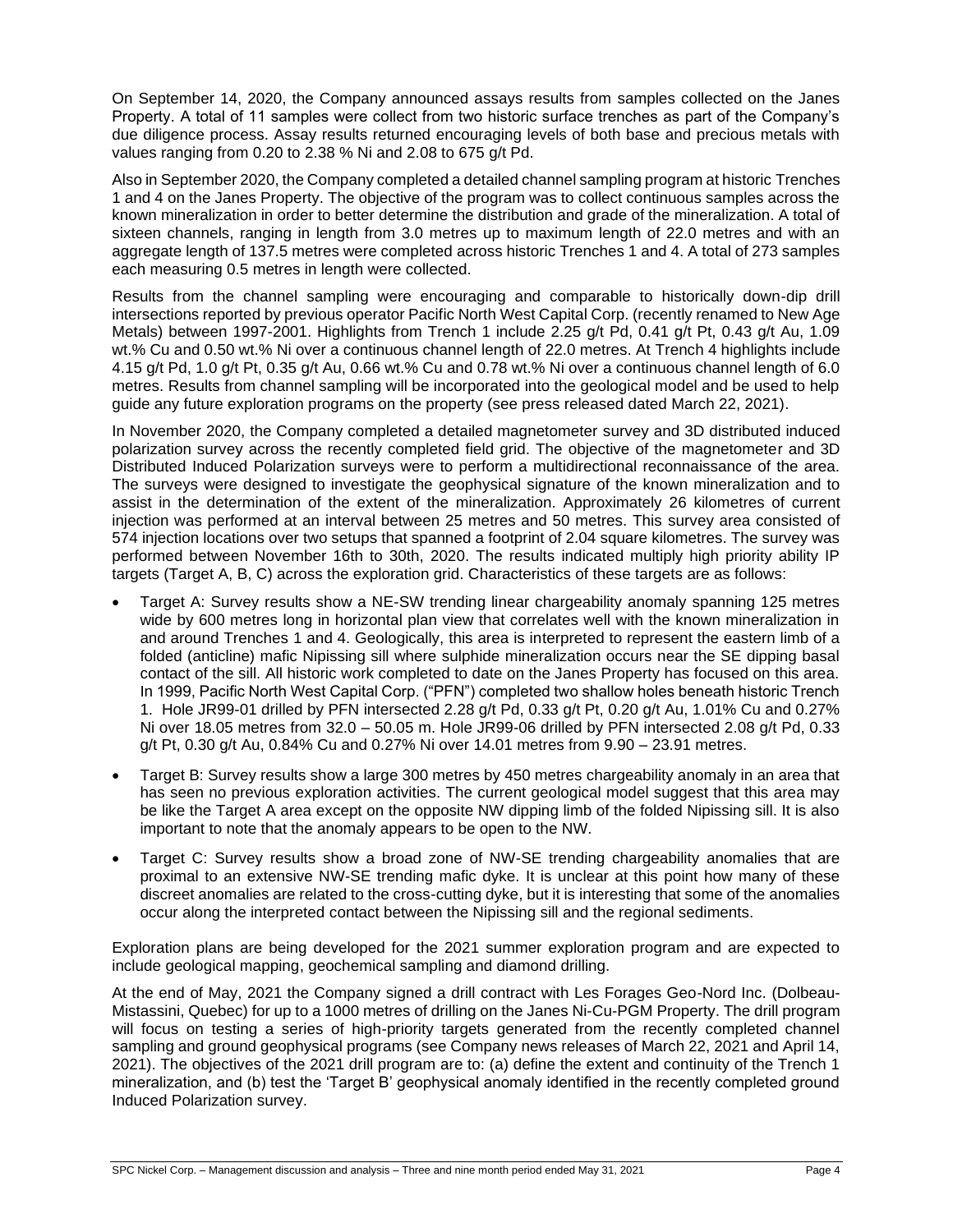On September 14, 2020, the Company announced assays results from samples collected on the Janes Property. A total of 11 samples were collect from two historic surface trenches as part of the Company's due diligence process. Assay results returned encouraging levels of both base and precious metals with values ranging from 0.20 to 2.38 % Ni and 2.08 to 675 g/t Pd.

Also in September 2020, the Company completed a detailed channel sampling program at historic Trenches 1 and 4 on the Janes Property. The objective of the program was to collect continuous samples across the known mineralization in order to better determine the distribution and grade of the mineralization. A total of sixteen channels, ranging in length from 3.0 metres up to maximum length of 22.0 metres and with an aggregate length of 137.5 metres were completed across historic Trenches 1 and 4. A total of 273 samples each measuring 0.5 metres in length were collected.

Results from the channel sampling were encouraging and comparable to historically down-dip drill intersections reported by previous operator Pacific North West Capital Corp. (recently renamed to New Age Metals) between 1997-2001. Highlights from Trench 1 include 2.25 g/t Pd, 0.41 g/t Pt, 0.43 g/t Au, 1.09 wt.% Cu and 0.50 wt.% Ni over a continuous channel length of 22.0 metres. At Trench 4 highlights include 4.15 g/t Pd, 1.0 g/t Pt, 0.35 g/t Au, 0.66 wt.% Cu and 0.78 wt.% Ni over a continuous channel length of 6.0 metres. Results from channel sampling will be incorporated into the geological model and be used to help guide any future exploration programs on the property (see press released dated March 22, 2021).

In November 2020, the Company completed a detailed magnetometer survey and 3D distributed induced polarization survey across the recently completed field grid. The objective of the magnetometer and 3D Distributed Induced Polarization surveys were to perform a multidirectional reconnaissance of the area. The surveys were designed to investigate the geophysical signature of the known mineralization and to assist in the determination of the extent of the mineralization. Approximately 26 kilometres of current injection was performed at an interval between 25 metres and 50 metres. This survey area consisted of 574 injection locations over two setups that spanned a footprint of 2.04 square kilometres. The survey was performed between November 16th to 30th, 2020. The results indicated multiply high priority ability IP targets (Target A, B, C) across the exploration grid. Characteristics of these targets are as follows:

- Target A: Survey results show a NE-SW trending linear chargeability anomaly spanning 125 metres wide by 600 metres long in horizontal plan view that correlates well with the known mineralization in and around Trenches 1 and 4. Geologically, this area is interpreted to represent the eastern limb of a folded (anticline) mafic Nipissing sill where sulphide mineralization occurs near the SE dipping basal contact of the sill. All historic work completed to date on the Janes Property has focused on this area. In 1999, Pacific North West Capital Corp. ("PFN") completed two shallow holes beneath historic Trench 1. Hole JR99-01 drilled by PFN intersected 2.28 g/t Pd, 0.33 g/t Pt, 0.20 g/t Au, 1.01% Cu and 0.27% Ni over 18.05 metres from 32.0 – 50.05 m. Hole JR99-06 drilled by PFN intersected 2.08 g/t Pd, 0.33 g/t Pt, 0.30 g/t Au, 0.84% Cu and 0.27% Ni over 14.01 metres from 9.90 – 23.91 metres.
- Target B: Survey results show a large 300 metres by 450 metres chargeability anomaly in an area that has seen no previous exploration activities. The current geological model suggest that this area may be like the Target A area except on the opposite NW dipping limb of the folded Nipissing sill. It is also important to note that the anomaly appears to be open to the NW.
- Target C: Survey results show a broad zone of NW-SE trending chargeability anomalies that are proximal to an extensive NW-SE trending mafic dyke. It is unclear at this point how many of these discreet anomalies are related to the cross-cutting dyke, but it is interesting that some of the anomalies occur along the interpreted contact between the Nipissing sill and the regional sediments.

Exploration plans are being developed for the 2021 summer exploration program and are expected to include geological mapping, geochemical sampling and diamond drilling.

At the end of May, 2021 the Company signed a drill contract with Les Forages Geo-Nord Inc. (Dolbeau-Mistassini, Quebec) for up to a 1000 metres of drilling on the Janes Ni-Cu-PGM Property. The drill program will focus on testing a series of high-priority targets generated from the recently completed channel sampling and ground geophysical programs (see Company news releases of March 22, 2021 and April 14, 2021). The objectives of the 2021 drill program are to: (a) define the extent and continuity of the Trench 1 mineralization, and (b) test the 'Target B' geophysical anomaly identified in the recently completed ground Induced Polarization survey.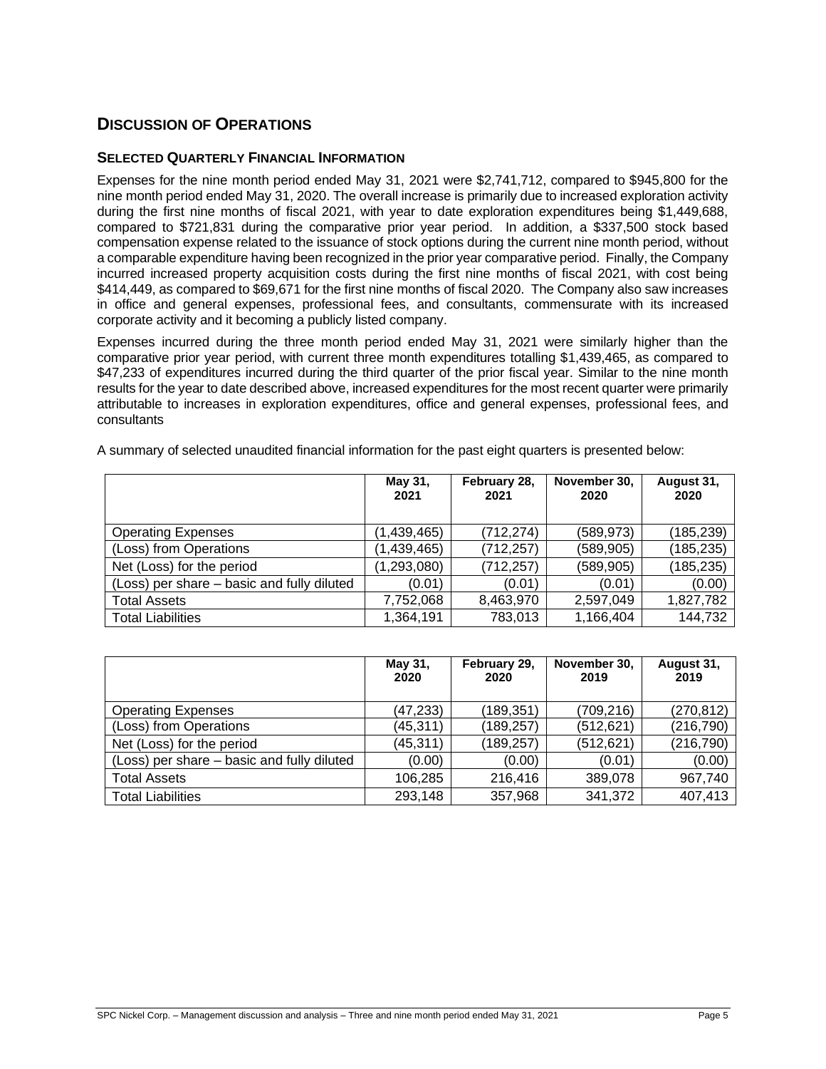## DISCUSSION OF OPERATIONS

### SELECTED QUARTERLY FINANCIAL INFORMATION

Expenses for the nine month period ended May 31, 2021 were $2,741,712, compared to $945,800 for the nine month period ended May 31, 2020. The overall increase is primarily due to increased exploration activity during the first nine months of fiscal 2021, with year to date exploration expenditures being $1,449,688, compared to $721,831 during the comparative prior year period. In addition, a $337,500 stock based compensation expense related to the issuance of stock options during the current nine month period, without a comparable expenditure having been recognized in the prior year comparative period. Finally, the Company incurred increased property acquisition costs during the first nine months of fiscal 2021, with cost being $414,449, as compared to $69,671 for the first nine months of fiscal 2020. The Company also saw increases in office and general expenses, professional fees, and consultants, commensurate with its increased corporate activity and it becoming a publicly listed company.

Expenses incurred during the three month period ended May 31, 2021 were similarly higher than the comparative prior year period, with current three month expenditures totalling $1,439,465, as compared to $47,233 of expenditures incurred during the third quarter of the prior fiscal year. Similar to the nine month results for the year to date described above, increased expenditures for the most recent quarter were primarily attributable to increases in exploration expenditures, office and general expenses, professional fees, and consultants

A summary of selected unaudited financial information for the past eight quarters is presented below:

| | May 31, 2021 | February 28, 2021 | November 30, 2020 | August 31, 2020 |
|---|---|---|---|---|
| Operating Expenses | (1,439,465) | (712,274) | (589,973) | (185,239) |
| (Loss) from Operations | (1,439,465) | (712,257) | (589,905) | (185,235) |
| Net (Loss) for the period | (1,293,080) | (712,257) | (589,905) | (185,235) |
| (Loss) per share – basic and fully diluted | (0.01) | (0.01) | (0.01) | (0.00) |
| Total Assets | 7,752,068 | 8,463,970 | 2,597,049 | 1,827,782 |
| Total Liabilities | 1,364,191 | 783,013 | 1,166,404 | 144,732 |

| | May 31, 2020 | February 29, 2020 | November 30, 2019 | August 31, 2019 |
|---|---|---|---|---|
| Operating Expenses | (47,233) | (189,351) | (709,216) | (270,812) |
| (Loss) from Operations | (45,311) | (189,257) | (512,621) | (216,790) |
| Net (Loss) for the period | (45,311) | (189,257) | (512,621) | (216,790) |
| (Loss) per share – basic and fully diluted | (0.00) | (0.00) | (0.01) | (0.00) |
| Total Assets | 106,285 | 216,416 | 389,078 | 967,740 |
| Total Liabilities | 293,148 | 357,968 | 341,372 | 407,413 |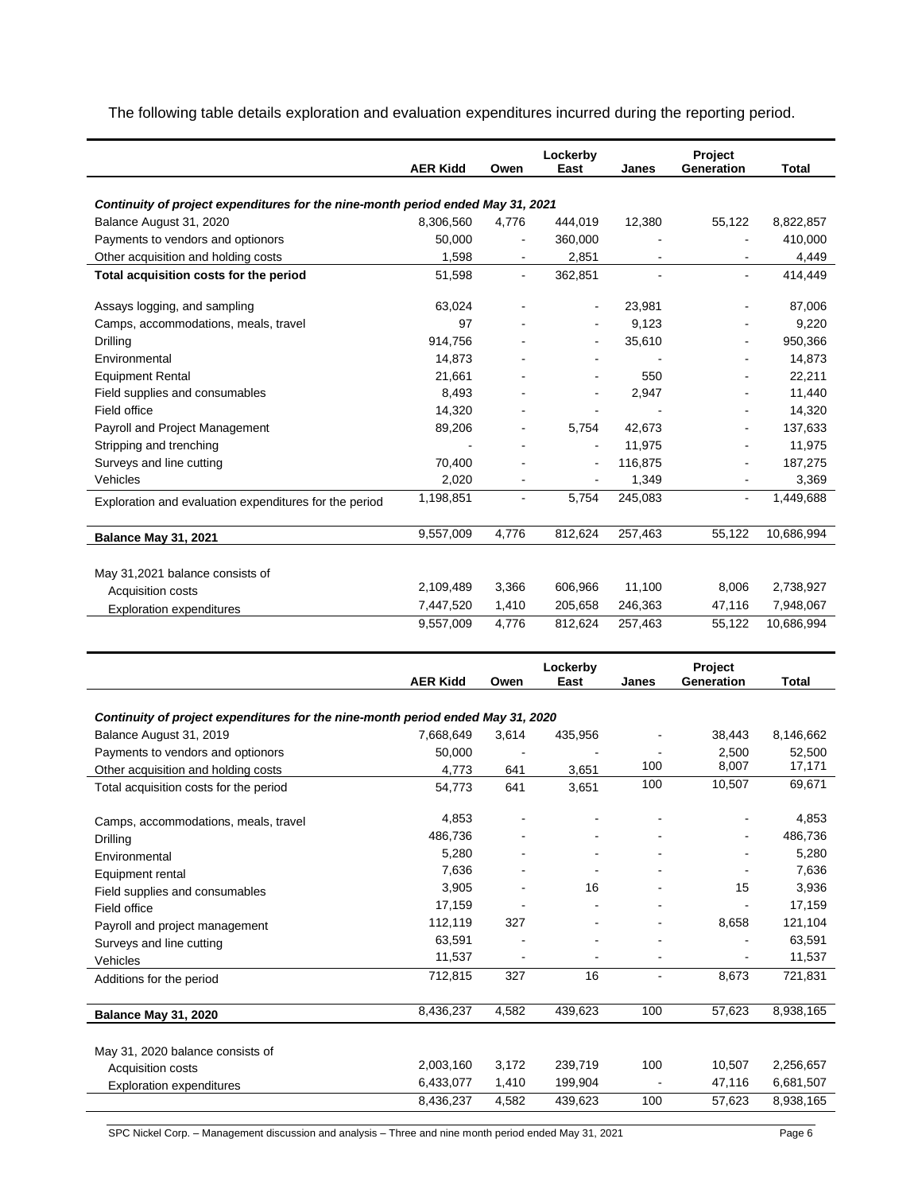The following table details exploration and evaluation expenditures incurred during the reporting period.

| | AER Kidd | Owen | Lockerby East | Janes | Project Generation | Total |
|---|---|---|---|---|---|---|
| ***Continuity of project expenditures for the nine-month period ended May 31, 2021*** | | | | | | |
| Balance August 31, 2020 | 8,306,560 | 4,776 | 444,019 | 12,380 | 55,122 | 8,822,857 |
| Payments to vendors and optionors | 50,000 | - | 360,000 | | - | 410,000 |
| Other acquisition and holding costs | 1,598 | - | 2,851 | - | - | 4,449 |
| **Total acquisition costs for the period** | 51,598 | - | 362,851 | | - | 414,449 |
| Assays logging, and sampling | 63,024 | - | - | 23,981 | - | 87,006 |
| Camps, accommodations, meals, travel | 97 | - | - | 9,123 | - | 9,220 |
| Drilling | 914,756 | - | - | 35,610 | - | 950,366 |
| Environmental | 14,873 | - | - | - | - | 14,873 |
| Equipment Rental | 21,661 | - | - | 550 | - | 22,211 |
| Field supplies and consumables | 8,493 | - | - | 2,947 | - | 11,440 |
| Field office | 14,320 | - | - | - | - | 14,320 |
| Payroll and Project Management | 89,206 | - | 5,754 | 42,673 | - | 137,633 |
| Stripping and trenching | - | - | - | 11,975 | - | 11,975 |
| Surveys and line cutting | 70,400 | - | - | 116,875 | - | 187,275 |
| Vehicles | 2,020 | - | - | 1,349 | - | 3,369 |
| Exploration and evaluation expenditures for the period | 1,198,851 | - | 5,754 | 245,083 | - | 1,449,688 |
| **Balance May 31, 2021** | 9,557,009 | 4,776 | 812,624 | 257,463 | 55,122 | 10,686,994 |
| May 31,2021 balance consists of | | | | | | |
| Acquisition costs | 2,109,489 | 3,366 | 606,966 | 11,100 | 8,006 | 2,738,927 |
| Exploration expenditures | 7,447,520 | 1,410 | 205,658 | 246,363 | 47,116 | 7,948,067 |
| | 9,557,009 | 4,776 | 812,624 | 257,463 | 55,122 | 10,686,994 |

| | AER Kidd | Owen | Lockerby East | Janes | Project Generation | Total |
|---|---|---|---|---|---|---|
| ***Continuity of project expenditures for the nine-month period ended May 31, 2020*** | | | | | | |
| Balance August 31, 2019 | 7,668,649 | 3,614 | 435,956 | - | 38,443 | 8,146,662 |
| Payments to vendors and optionors | 50,000 | - | - | - | 2,500 | 52,500 |
| Other acquisition and holding costs | 4,773 | 641 | 3,651 | 100 | 8,007 | 17,171 |
| Total acquisition costs for the period | 54,773 | 641 | 3,651 | 100 | 10,507 | 69,671 |
| Camps, accommodations, meals, travel | 4,853 | - | - | - | - | 4,853 |
| Drilling | 486,736 | - | - | - | - | 486,736 |
| Environmental | 5,280 | - | - | - | - | 5,280 |
| Equipment rental | 7,636 | - | - | - | - | 7,636 |
| Field supplies and consumables | 3,905 | - | 16 | - | 15 | 3,936 |
| Field office | 17,159 | - | - | - | - | 17,159 |
| Payroll and project management | 112,119 | 327 | - | - | 8,658 | 121,104 |
| Surveys and line cutting | 63,591 | - | - | - | - | 63,591 |
| Vehicles | 11,537 | - | - | - | - | 11,537 |
| Additions for the period | 712,815 | 327 | 16 | - | 8,673 | 721,831 |
| **Balance May 31, 2020** | 8,436,237 | 4,582 | 439,623 | 100 | 57,623 | 8,938,165 |
| May 31, 2020 balance consists of | | | | | | |
| Acquisition costs | 2,003,160 | 3,172 | 239,719 | 100 | 10,507 | 2,256,657 |
| Exploration expenditures | 6,433,077 | 1,410 | 199,904 | - | 47,116 | 6,681,507 |
| | 8,436,237 | 4,582 | 439,623 | 100 | 57,623 | 8,938,165 |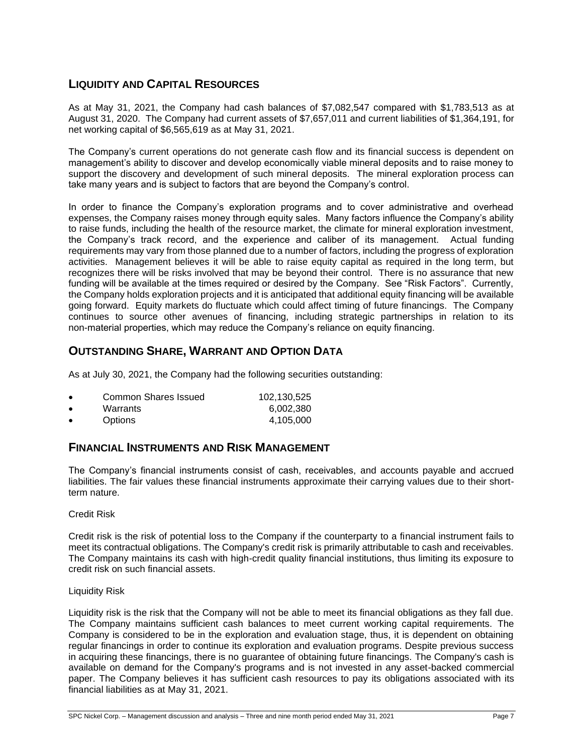## LIQUIDITY AND CAPITAL RESOURCES

As at May 31, 2021, the Company had cash balances of $7,082,547 compared with $1,783,513 as at August 31, 2020. The Company had current assets of $7,657,011 and current liabilities of $1,364,191, for net working capital of $6,565,619 as at May 31, 2021.

The Company's current operations do not generate cash flow and its financial success is dependent on management's ability to discover and develop economically viable mineral deposits and to raise money to support the discovery and development of such mineral deposits. The mineral exploration process can take many years and is subject to factors that are beyond the Company's control.

In order to finance the Company's exploration programs and to cover administrative and overhead expenses, the Company raises money through equity sales. Many factors influence the Company's ability to raise funds, including the health of the resource market, the climate for mineral exploration investment, the Company's track record, and the experience and caliber of its management. Actual funding requirements may vary from those planned due to a number of factors, including the progress of exploration activities. Management believes it will be able to raise equity capital as required in the long term, but recognizes there will be risks involved that may be beyond their control. There is no assurance that new funding will be available at the times required or desired by the Company. See "Risk Factors". Currently, the Company holds exploration projects and it is anticipated that additional equity financing will be available going forward. Equity markets do fluctuate which could affect timing of future financings. The Company continues to source other avenues of financing, including strategic partnerships in relation to its non-material properties, which may reduce the Company's reliance on equity financing.

## OUTSTANDING SHARE, WARRANT AND OPTION DATA

As at July 30, 2021, the Company had the following securities outstanding:

- Common Shares Issued 102,130,525
- Warrants 6,002,380
- Options 4,105,000

## FINANCIAL INSTRUMENTS AND RISK MANAGEMENT

The Company's financial instruments consist of cash, receivables, and accounts payable and accrued liabilities. The fair values these financial instruments approximate their carrying values due to their short-term nature.

Credit Risk

Credit risk is the risk of potential loss to the Company if the counterparty to a financial instrument fails to meet its contractual obligations. The Company's credit risk is primarily attributable to cash and receivables. The Company maintains its cash with high-credit quality financial institutions, thus limiting its exposure to credit risk on such financial assets.

Liquidity Risk

Liquidity risk is the risk that the Company will not be able to meet its financial obligations as they fall due. The Company maintains sufficient cash balances to meet current working capital requirements. The Company is considered to be in the exploration and evaluation stage, thus, it is dependent on obtaining regular financings in order to continue its exploration and evaluation programs. Despite previous success in acquiring these financings, there is no guarantee of obtaining future financings. The Company's cash is available on demand for the Company's programs and is not invested in any asset-backed commercial paper. The Company believes it has sufficient cash resources to pay its obligations associated with its financial liabilities as at May 31, 2021.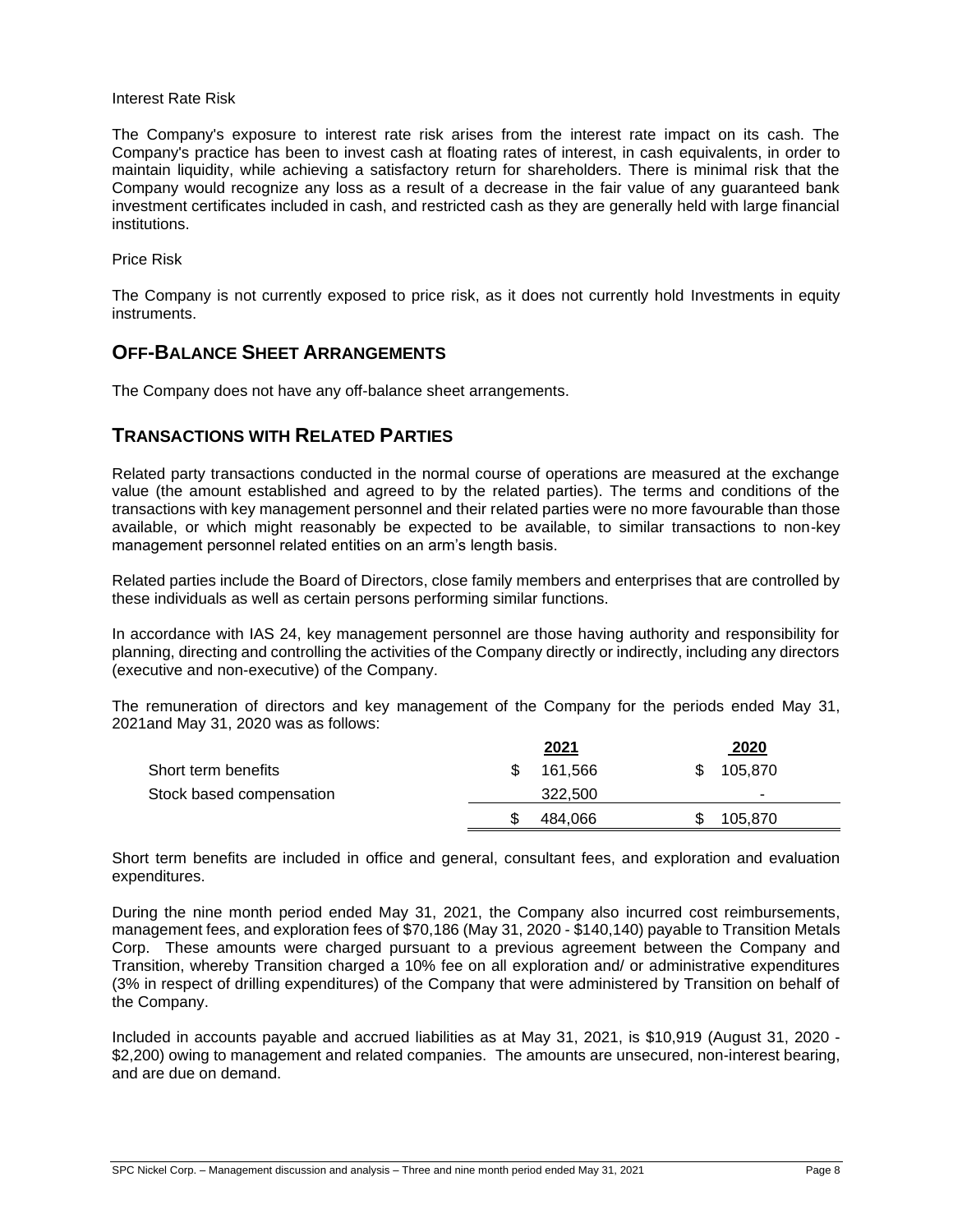Interest Rate Risk

The Company's exposure to interest rate risk arises from the interest rate impact on its cash. The Company's practice has been to invest cash at floating rates of interest, in cash equivalents, in order to maintain liquidity, while achieving a satisfactory return for shareholders. There is minimal risk that the Company would recognize any loss as a result of a decrease in the fair value of any guaranteed bank investment certificates included in cash, and restricted cash as they are generally held with large financial institutions.

Price Risk

The Company is not currently exposed to price risk, as it does not currently hold Investments in equity instruments.

## OFF-BALANCE SHEET ARRANGEMENTS

The Company does not have any off-balance sheet arrangements.

## TRANSACTIONS WITH RELATED PARTIES

Related party transactions conducted in the normal course of operations are measured at the exchange value (the amount established and agreed to by the related parties). The terms and conditions of the transactions with key management personnel and their related parties were no more favourable than those available, or which might reasonably be expected to be available, to similar transactions to non-key management personnel related entities on an arm's length basis.

Related parties include the Board of Directors, close family members and enterprises that are controlled by these individuals as well as certain persons performing similar functions.

In accordance with IAS 24, key management personnel are those having authority and responsibility for planning, directing and controlling the activities of the Company directly or indirectly, including any directors (executive and non-executive) of the Company.

The remuneration of directors and key management of the Company for the periods ended May 31, 2021and May 31, 2020 was as follows:

| | 2021 | 2020 |
|---|---|---|
| Short term benefits | $ 161,566 | $ 105,870 |
| Stock based compensation | 322,500 | - |
| | $ 484,066 | $ 105,870 |

Short term benefits are included in office and general, consultant fees, and exploration and evaluation expenditures.

During the nine month period ended May 31, 2021, the Company also incurred cost reimbursements, management fees, and exploration fees of $70,186 (May 31, 2020 - $140,140) payable to Transition Metals Corp. These amounts were charged pursuant to a previous agreement between the Company and Transition, whereby Transition charged a 10% fee on all exploration and/ or administrative expenditures (3% in respect of drilling expenditures) of the Company that were administered by Transition on behalf of the Company.

Included in accounts payable and accrued liabilities as at May 31, 2021, is $10,919 (August 31, 2020 - $2,200) owing to management and related companies. The amounts are unsecured, non-interest bearing, and are due on demand.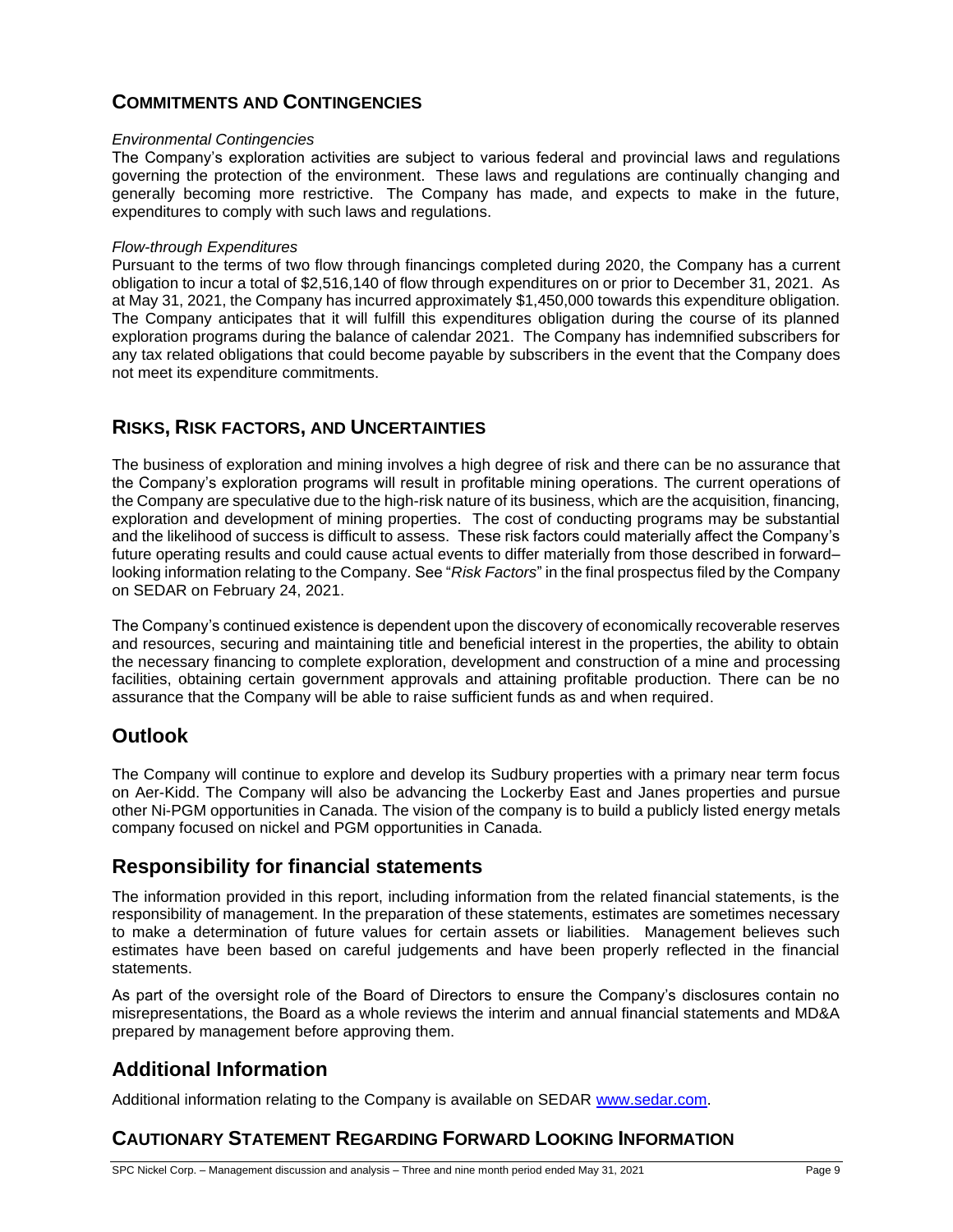## COMMITMENTS AND CONTINGENCIES

*Environmental Contingencies*

The Company's exploration activities are subject to various federal and provincial laws and regulations governing the protection of the environment. These laws and regulations are continually changing and generally becoming more restrictive. The Company has made, and expects to make in the future, expenditures to comply with such laws and regulations.

*Flow-through Expenditures*

Pursuant to the terms of two flow through financings completed during 2020, the Company has a current obligation to incur a total of $2,516,140 of flow through expenditures on or prior to December 31, 2021. As at May 31, 2021, the Company has incurred approximately $1,450,000 towards this expenditure obligation. The Company anticipates that it will fulfill this expenditures obligation during the course of its planned exploration programs during the balance of calendar 2021. The Company has indemnified subscribers for any tax related obligations that could become payable by subscribers in the event that the Company does not meet its expenditure commitments.

## RISKS, RISK FACTORS, AND UNCERTAINTIES

The business of exploration and mining involves a high degree of risk and there can be no assurance that the Company's exploration programs will result in profitable mining operations. The current operations of the Company are speculative due to the high-risk nature of its business, which are the acquisition, financing, exploration and development of mining properties. The cost of conducting programs may be substantial and the likelihood of success is difficult to assess. These risk factors could materially affect the Company's future operating results and could cause actual events to differ materially from those described in forward–looking information relating to the Company. See "*Risk Factors*" in the final prospectus filed by the Company on SEDAR on February 24, 2021.

The Company's continued existence is dependent upon the discovery of economically recoverable reserves and resources, securing and maintaining title and beneficial interest in the properties, the ability to obtain the necessary financing to complete exploration, development and construction of a mine and processing facilities, obtaining certain government approvals and attaining profitable production. There can be no assurance that the Company will be able to raise sufficient funds as and when required.

## Outlook

The Company will continue to explore and develop its Sudbury properties with a primary near term focus on Aer-Kidd. The Company will also be advancing the Lockerby East and Janes properties and pursue other Ni-PGM opportunities in Canada. The vision of the company is to build a publicly listed energy metals company focused on nickel and PGM opportunities in Canada.

## Responsibility for financial statements

The information provided in this report, including information from the related financial statements, is the responsibility of management. In the preparation of these statements, estimates are sometimes necessary to make a determination of future values for certain assets or liabilities. Management believes such estimates have been based on careful judgements and have been properly reflected in the financial statements.

As part of the oversight role of the Board of Directors to ensure the Company's disclosures contain no misrepresentations, the Board as a whole reviews the interim and annual financial statements and MD&A prepared by management before approving them.

## Additional Information

Additional information relating to the Company is available on SEDAR [www.sedar.com](http://www.sedar.com).

## CAUTIONARY STATEMENT REGARDING FORWARD LOOKING INFORMATION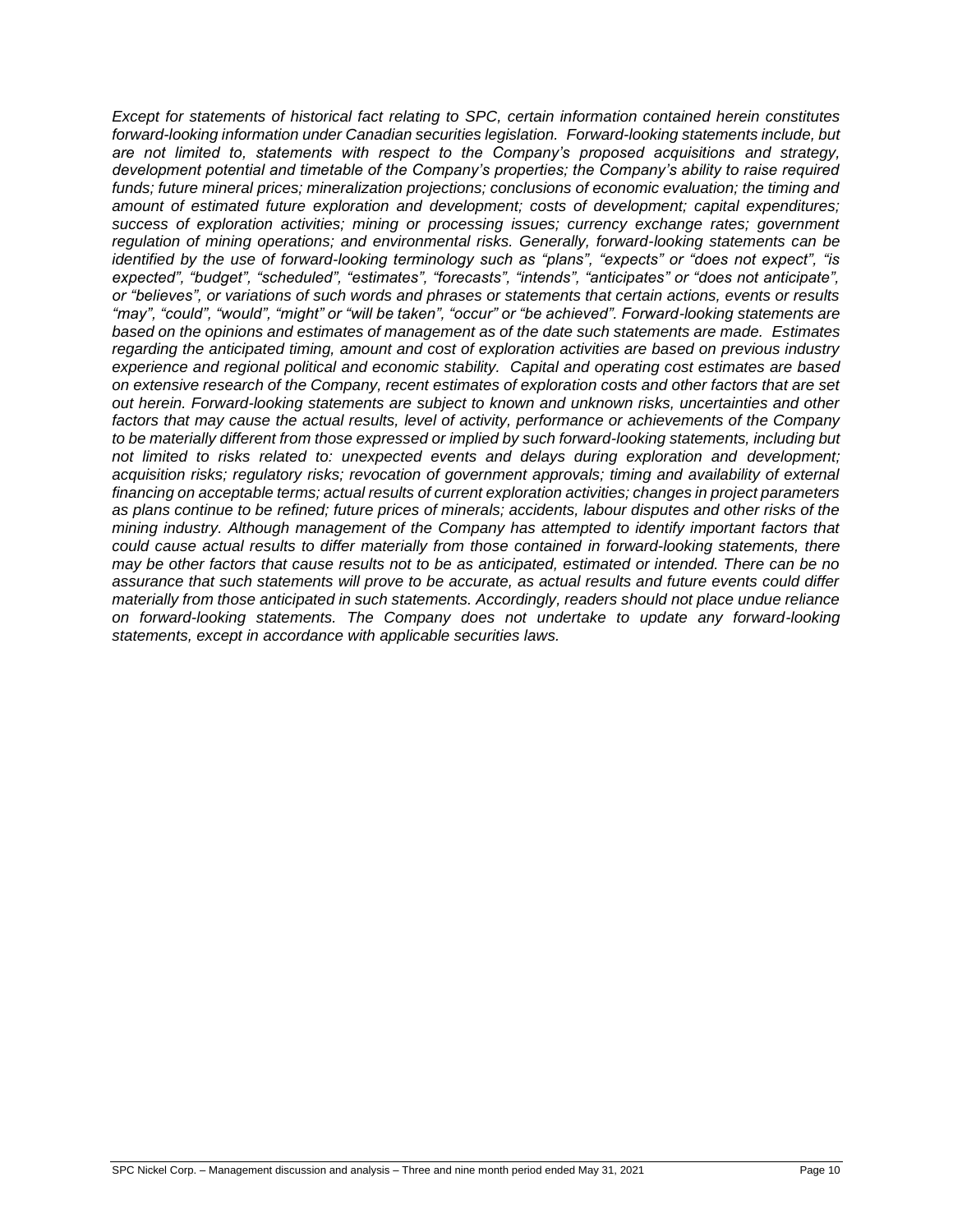*Except for statements of historical fact relating to SPC, certain information contained herein constitutes forward-looking information under Canadian securities legislation. Forward-looking statements include, but are not limited to, statements with respect to the Company's proposed acquisitions and strategy, development potential and timetable of the Company's properties; the Company's ability to raise required funds; future mineral prices; mineralization projections; conclusions of economic evaluation; the timing and amount of estimated future exploration and development; costs of development; capital expenditures; success of exploration activities; mining or processing issues; currency exchange rates; government regulation of mining operations; and environmental risks. Generally, forward-looking statements can be identified by the use of forward-looking terminology such as "plans", "expects" or "does not expect", "is expected", "budget", "scheduled", "estimates", "forecasts", "intends", "anticipates" or "does not anticipate", or "believes", or variations of such words and phrases or statements that certain actions, events or results "may", "could", "would", "might" or "will be taken", "occur" or "be achieved". Forward-looking statements are based on the opinions and estimates of management as of the date such statements are made. Estimates regarding the anticipated timing, amount and cost of exploration activities are based on previous industry experience and regional political and economic stability. Capital and operating cost estimates are based on extensive research of the Company, recent estimates of exploration costs and other factors that are set out herein. Forward-looking statements are subject to known and unknown risks, uncertainties and other factors that may cause the actual results, level of activity, performance or achievements of the Company to be materially different from those expressed or implied by such forward-looking statements, including but not limited to risks related to: unexpected events and delays during exploration and development; acquisition risks; regulatory risks; revocation of government approvals; timing and availability of external financing on acceptable terms; actual results of current exploration activities; changes in project parameters as plans continue to be refined; future prices of minerals; accidents, labour disputes and other risks of the mining industry. Although management of the Company has attempted to identify important factors that could cause actual results to differ materially from those contained in forward-looking statements, there may be other factors that cause results not to be as anticipated, estimated or intended. There can be no assurance that such statements will prove to be accurate, as actual results and future events could differ materially from those anticipated in such statements. Accordingly, readers should not place undue reliance on forward-looking statements. The Company does not undertake to update any forward-looking statements, except in accordance with applicable securities laws.*